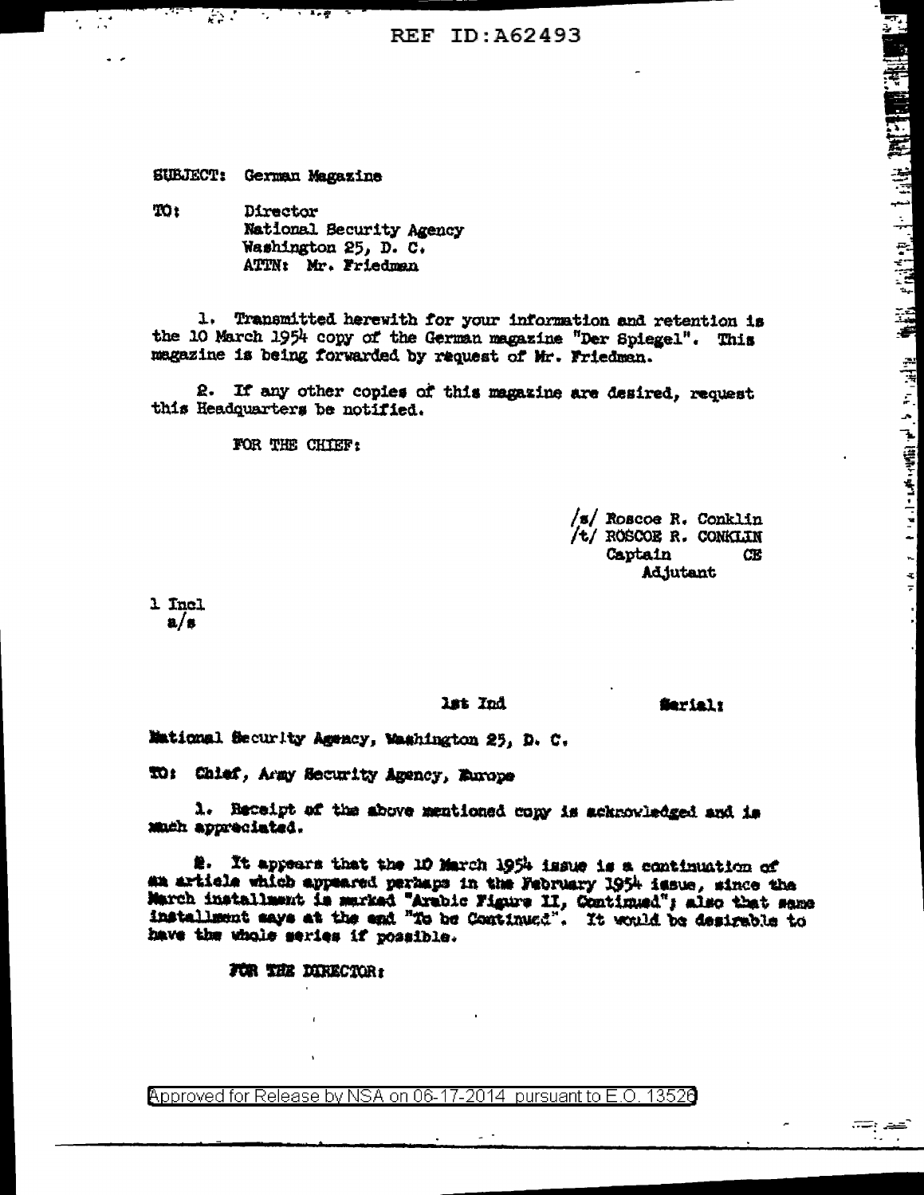REF ID:A62493

SUBJECT: German Magazine

TO: Director
National Security Agency
Washington 25, D. C.
ATTN: Mr. Friedman

1. Transmitted herewith for your information and retention is the 10 March 1954 copy of the German magazine "Der Spiegel". This magazine is being forwarded by request of Mr. Friedman.

2. If any other copies of this magazine are desired, request this Headquarters be notified.

FOR THE CHIEF:

/s/ Roscoe R. Conklin
/t/ ROSCOE R. CONKLIN
Captain CE
Adjutant

1 Incl
a/s

1st Ind Serial:

National Security Agency, Washington 25, D. C.

TO: Chief, Army Security Agency, Europe

1. Receipt of the above mentioned copy is acknowledged and is much appreciated.

2. It appears that the 10 March 1954 issue is a continuation of an article which appeared perhaps in the February 1954 issue, since the March installment is marked "Arabic Figure II, Continued"; also that same installment says at the end "To be Continued". It would be desirable to have the whole series if possible.

FOR THE DIRECTOR:

Approved for Release by NSA on 06-17-2014 pursuant to E.O. 13526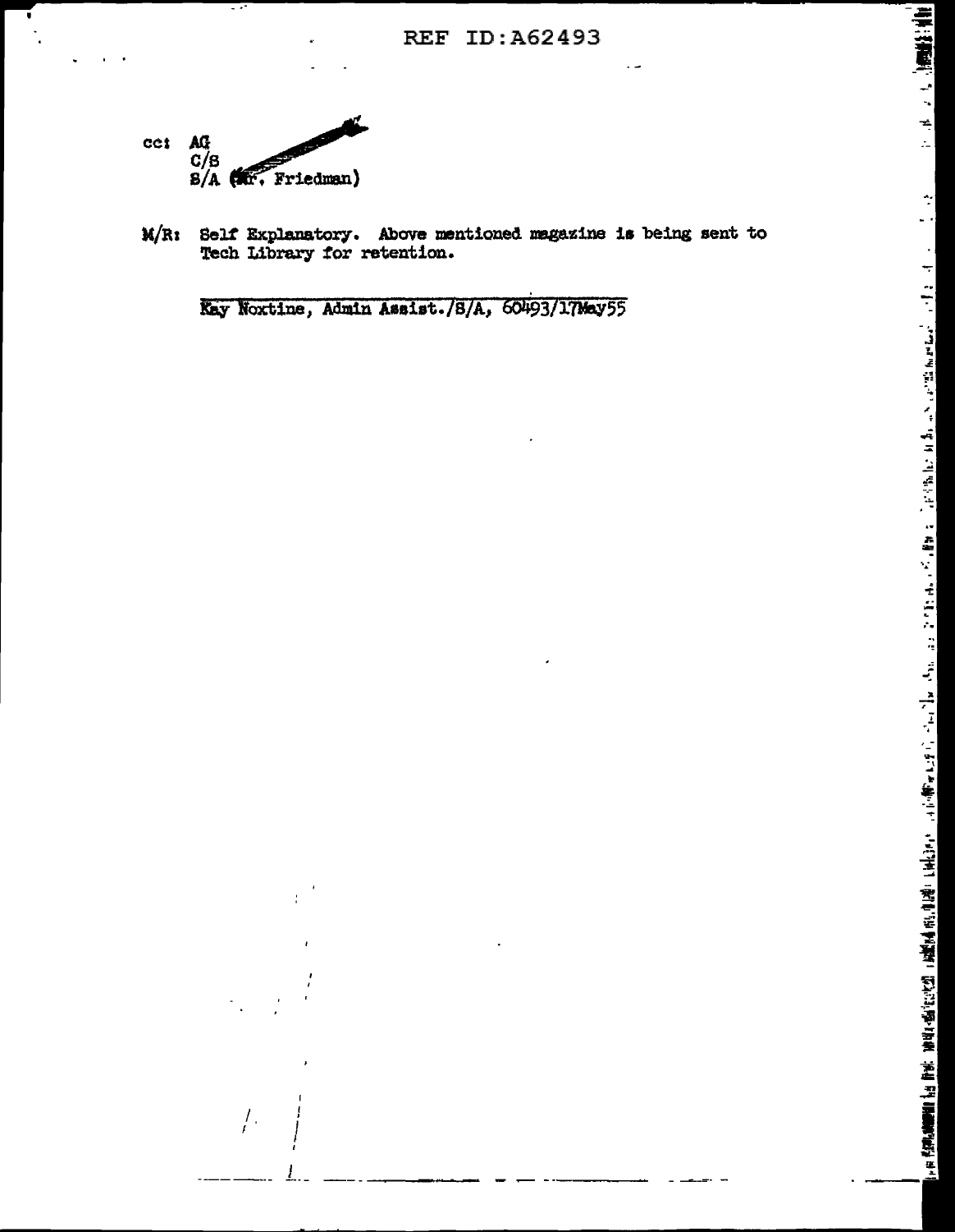cc: AG
C/S
S/A (Mr. Friedman)

M/R: Self Explanatory. Above mentioned magazine is being sent to Tech Library for retention.

Kay Noxtine, Admin Assist./S/A, 60493/17May55